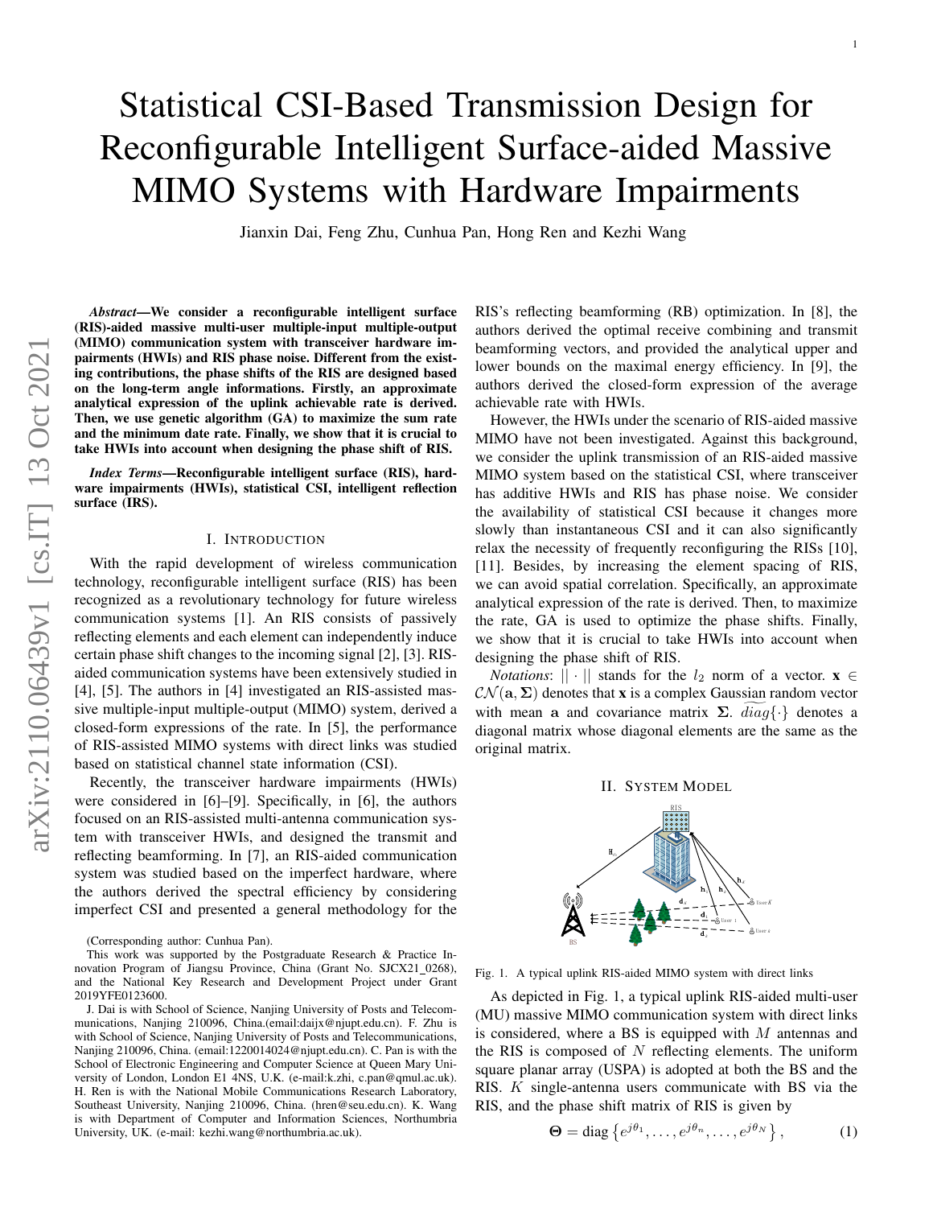# Statistical CSI-Based Transmission Design for Reconfigurable Intelligent Surface-aided Massive MIMO Systems with Hardware Impairments

Jianxin Dai, Feng Zhu, Cunhua Pan, Hong Ren and Kezhi Wang

***Abstract*—We consider a reconfigurable intelligent surface (RIS)-aided massive multi-user multiple-input multiple-output (MIMO) communication system with transceiver hardware impairments (HWIs) and RIS phase noise. Different from the existing contributions, the phase shifts of the RIS are designed based on the long-term angle informations. Firstly, an approximate analytical expression of the uplink achievable rate is derived. Then, we use genetic algorithm (GA) to maximize the sum rate and the minimum date rate. Finally, we show that it is crucial to take HWIs into account when designing the phase shift of RIS.**

***Index Terms*—Reconfigurable intelligent surface (RIS), hardware impairments (HWIs), statistical CSI, intelligent reflection surface (IRS).**

## I. Introduction

With the rapid development of wireless communication technology, reconfigurable intelligent surface (RIS) has been recognized as a revolutionary technology for future wireless communication systems [1]. An RIS consists of passively reflecting elements and each element can independently induce certain phase shift changes to the incoming signal [2], [3]. RIS-aided communication systems have been extensively studied in [4], [5]. The authors in [4] investigated an RIS-assisted massive multiple-input multiple-output (MIMO) system, derived a closed-form expressions of the rate. In [5], the performance of RIS-assisted MIMO systems with direct links was studied based on statistical channel state information (CSI).

Recently, the transceiver hardware impairments (HWIs) were considered in [6]–[9]. Specifically, in [6], the authors focused on an RIS-assisted multi-antenna communication system with transceiver HWIs, and designed the transmit and reflecting beamforming. In [7], an RIS-aided communication system was studied based on the imperfect hardware, where the authors derived the spectral efficiency by considering imperfect CSI and presented a general methodology for the RIS's reflecting beamforming (RB) optimization. In [8], the authors derived the optimal receive combining and transmit beamforming vectors, and provided the analytical upper and lower bounds on the maximal energy efficiency. In [9], the authors derived the closed-form expression of the average achievable rate with HWIs.

However, the HWIs under the scenario of RIS-aided massive MIMO have not been investigated. Against this background, we consider the uplink transmission of an RIS-aided massive MIMO system based on the statistical CSI, where transceiver has additive HWIs and RIS has phase noise. We consider the availability of statistical CSI because it changes more slowly than instantaneous CSI and it can also significantly relax the necessity of frequently reconfiguring the RISs [10], [11]. Besides, by increasing the element spacing of RIS, we can avoid spatial correlation. Specifically, an approximate analytical expression of the rate is derived. Then, to maximize the rate, GA is used to optimize the phase shifts. Finally, we show that it is crucial to take HWIs into account when designing the phase shift of RIS.

*Notations*: $||\cdot||$ stands for the $l_2$ norm of a vector. $\mathbf{x} \in \mathcal{CN}(\mathbf{a}, \mathbf{\Sigma})$ denotes that $\mathbf{x}$ is a complex Gaussian random vector with mean $\mathbf{a}$ and covariance matrix $\mathbf{\Sigma}$. $\widetilde{diag}\{\cdot\}$ denotes a diagonal matrix whose diagonal elements are the same as the original matrix.

## II. System Model

Fig. 1. A typical uplink RIS-aided MIMO system with direct links

As depicted in Fig. 1, a typical uplink RIS-aided multi-user (MU) massive MIMO communication system with direct links is considered, where a BS is equipped with $M$ antennas and the RIS is composed of $N$ reflecting elements. The uniform square planar array (USPA) is adopted at both the BS and the RIS. $K$ single-antenna users communicate with BS via the RIS, and the phase shift matrix of RIS is given by

$$\mathbf{\Theta} = \mathrm{diag}\left\{e^{j\theta_1}, \ldots, e^{j\theta_n}, \ldots, e^{j\theta_N}\right\}, \quad (1)$$

(Corresponding author: Cunhua Pan).

This work was supported by the Postgraduate Research & Practice Innovation Program of Jiangsu Province, China (Grant No. SJCX21_0268), and the National Key Research and Development Project under Grant 2019YFE0123600.

J. Dai is with School of Science, Nanjing University of Posts and Telecommunications, Nanjing 210096, China.(email:daijx@njupt.edu.cn). F. Zhu is with School of Science, Nanjing University of Posts and Telecommunications, Nanjing 210096, China. (email:1220014024@njupt.edu.cn). C. Pan is with the School of Electronic Engineering and Computer Science at Queen Mary University of London, London E1 4NS, U.K. (e-mail:k.zhi, c.pan@qmul.ac.uk). H. Ren is with the National Mobile Communications Research Laboratory, Southeast University, Nanjing 210096, China. (hren@seu.edu.cn). K. Wang is with Department of Computer and Information Sciences, Northumbria University, UK. (e-mail: kezhi.wang@northumbria.ac.uk).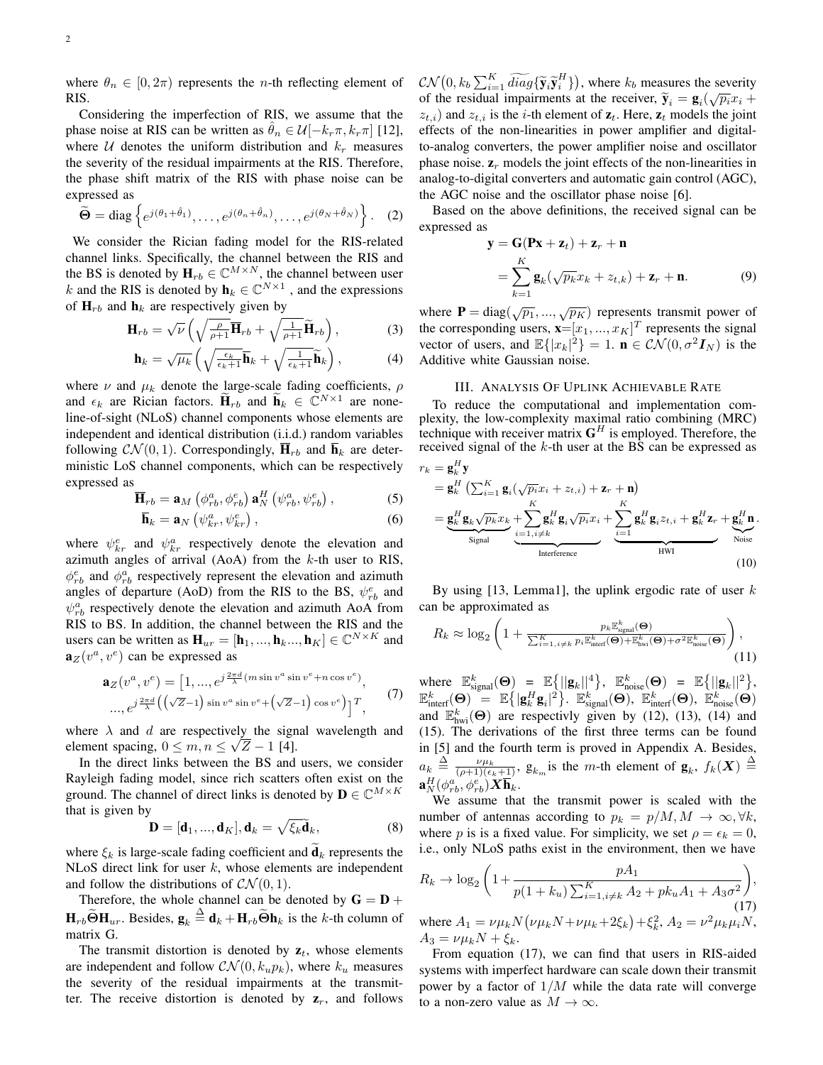where $\theta_n \in [0, 2\pi)$ represents the $n$-th reflecting element of RIS.

Considering the imperfection of RIS, we assume that the phase noise at RIS can be written as $\hat{\theta}_n \in \mathcal{U}[-k_r\pi, k_r\pi]$ [12], where $\mathcal{U}$ denotes the uniform distribution and $k_r$ measures the severity of the residual impairments at the RIS. Therefore, the phase shift matrix of the RIS with phase noise can be expressed as

$$\widetilde{\mathbf{\Theta}} = \text{diag}\left\{e^{j(\theta_1+\hat{\theta}_1)}, \ldots, e^{j(\theta_n+\hat{\theta}_n)}, \ldots, e^{j(\theta_N+\hat{\theta}_N)}\right\}. \quad (2)$$

We consider the Rician fading model for the RIS-related channel links. Specifically, the channel between the RIS and the BS is denoted by $\mathbf{H}_{rb} \in \mathbb{C}^{M\times N}$, the channel between user $k$ and the RIS is denoted by $\mathbf{h}_k \in \mathbb{C}^{N\times 1}$ , and the expressions of $\mathbf{H}_{rb}$ and $\mathbf{h}_k$ are respectively given by

$$\mathbf{H}_{rb} = \sqrt{\nu}\left(\sqrt{\tfrac{\rho}{\rho+1}}\overline{\mathbf{H}}_{rb} + \sqrt{\tfrac{1}{\rho+1}}\widetilde{\mathbf{H}}_{rb}\right), \quad (3)$$

$$\mathbf{h}_k = \sqrt{\mu_k}\left(\sqrt{\tfrac{\epsilon_k}{\epsilon_k+1}}\overline{\mathbf{h}}_k + \sqrt{\tfrac{1}{\epsilon_k+1}}\widetilde{\mathbf{h}}_k\right), \quad (4)$$

where $\nu$ and $\mu_k$ denote the large-scale fading coefficients, $\rho$ and $\epsilon_k$ are Rician factors. $\widetilde{\mathbf{H}}_{rb}$ and $\widetilde{\mathbf{h}}_k \in \mathbb{C}^{N\times 1}$ are none-line-of-sight (NLoS) channel components whose elements are independent and identical distribution (i.i.d.) random variables following $\mathcal{CN}(0,1)$. Correspondingly, $\overline{\mathbf{H}}_{rb}$ and $\overline{\mathbf{h}}_k$ are deterministic LoS channel components, which can be respectively expressed as

$$\overline{\mathbf{H}}_{rb} = \mathbf{a}_M\left(\phi_{rb}^a, \phi_{rb}^e\right)\mathbf{a}_N^H\left(\psi_{rb}^a, \psi_{rb}^e\right), \quad (5)$$

$$\overline{\mathbf{h}}_k = \mathbf{a}_N\left(\psi_{kr}^a, \psi_{kr}^e\right), \quad (6)$$

where $\psi_{kr}^e$ and $\psi_{kr}^a$ respectively denote the elevation and azimuth angles of arrival (AoA) from the $k$-th user to RIS, $\phi_{rb}^e$ and $\phi_{rb}^a$ respectively represent the elevation and azimuth angles of departure (AoD) from the RIS to the BS, $\psi_{rb}^e$ and $\psi_{rb}^a$ respectively denote the elevation and azimuth AoA from RIS to BS. In addition, the channel between the RIS and the users can be written as $\mathbf{H}_{ur} = [\mathbf{h}_1, ..., \mathbf{h}_k ..., \mathbf{h}_K] \in \mathbb{C}^{N\times K}$ and $\mathbf{a}_Z(v^a, v^e)$ can be expressed as

$$\begin{aligned}\mathbf{a}_Z(v^a, v^e) = \big[1, ..., e^{j\frac{2\pi d}{\lambda}(m\sin v^a \sin v^e + n\cos v^e)}, \\ ..., e^{j\frac{2\pi d}{\lambda}\left(\left(\sqrt{Z}-1\right)\sin v^a \sin v^e + \left(\sqrt{Z}-1\right)\cos v^e\right)}\big]^T,\end{aligned} \quad (7)$$

where $\lambda$ and $d$ are respectively the signal wavelength and element spacing, $0 \le m, n \le \sqrt{Z} - 1$ [4].

In the direct links between the BS and users, we consider Rayleigh fading model, since rich scatters often exist on the ground. The channel of direct links is denoted by $\mathbf{D} \in \mathbb{C}^{M\times K}$ that is given by

$$\mathbf{D} = [\mathbf{d}_1, ..., \mathbf{d}_K], \mathbf{d}_k = \sqrt{\xi_k}\widetilde{\mathbf{d}}_k, \quad (8)$$

where $\xi_k$ is large-scale fading coefficient and $\widetilde{\mathbf{d}}_k$ represents the NLoS direct link for user $k$, whose elements are independent and follow the distributions of $\mathcal{CN}(0,1)$.

Therefore, the whole channel can be denoted by $\mathbf{G} = \mathbf{D} + \mathbf{H}_{rb}\widetilde{\mathbf{\Theta}}\mathbf{H}_{ur}$. Besides, $\mathbf{g}_k \overset{\Delta}{=} \mathbf{d}_k + \mathbf{H}_{rb}\widetilde{\mathbf{\Theta}}\mathbf{h}_k$ is the $k$-th column of matrix G.

The transmit distortion is denoted by $\mathbf{z}_t$, whose elements are independent and follow $\mathcal{CN}(0, k_u p_k)$, where $k_u$ measures the severity of the residual impairments at the transmitter. The receive distortion is denoted by $\mathbf{z}_r$, and follows $\mathcal{CN}\big(0, k_b \sum_{i=1}^K \widetilde{diag}\{\widetilde{\mathbf{y}}_i \widetilde{\mathbf{y}}_i^H\}\big)$, where $k_b$ measures the severity of the residual impairments at the receiver, $\widetilde{\mathbf{y}}_i = \mathbf{g}_i(\sqrt{p_i}x_i + z_{t,i})$ and $z_{t,i}$ is the $i$-th element of $\mathbf{z}_t$. Here, $\mathbf{z}_t$ models the joint effects of the non-linearities in power amplifier and digital-to-analog converters, the power amplifier noise and oscillator phase noise. $\mathbf{z}_r$ models the joint effects of the non-linearities in analog-to-digital converters and automatic gain control (AGC), the AGC noise and the oscillator phase noise [6].

Based on the above definitions, the received signal can be expressed as

$$\begin{aligned}\mathbf{y} &= \mathbf{G}(\mathbf{P}\mathbf{x} + \mathbf{z}_t) + \mathbf{z}_r + \mathbf{n} \\ &= \sum_{k=1}^K \mathbf{g}_k(\sqrt{p_k}x_k + z_{t,k}) + \mathbf{z}_r + \mathbf{n}.\end{aligned} \quad (9)$$

where $\mathbf{P} = \text{diag}(\sqrt{p_1}, ..., \sqrt{p_K})$ represents transmit power of the corresponding users, $\mathbf{x}=[x_1, ..., x_K]^T$ represents the signal vector of users, and $\mathbb{E}\{|x_k|^2\} = 1$. $\mathbf{n} \in \mathcal{CN}(0, \sigma^2\boldsymbol{I}_N)$ is the Additive white Gaussian noise.

## III. Analysis Of Uplink Achievable Rate

To reduce the computational and implementation complexity, the low-complexity maximal ratio combining (MRC) technique with receiver matrix $\mathbf{G}^H$ is employed. Therefore, the received signal of the $k$-th user at the BS can be expressed as

$$\begin{aligned}r_k &= \mathbf{g}_k^H\mathbf{y} \\ &= \mathbf{g}_k^H\left(\textstyle\sum_{i=1}^K \mathbf{g}_i(\sqrt{p_i}x_i + z_{t,i}) + \mathbf{z}_r + \mathbf{n}\right) \\ &= \underbrace{\mathbf{g}_k^H\mathbf{g}_k\sqrt{p_k}x_k}_{\text{Signal}} + \underbrace{\sum_{i=1, i\neq k}^K \mathbf{g}_k^H\mathbf{g}_i\sqrt{p_i}x_i}_{\text{Interference}} + \underbrace{\sum_{i=1}^K \mathbf{g}_k^H\mathbf{g}_i z_{t,i} + \mathbf{g}_k^H\mathbf{z}_r}_{\text{HWI}} + \underbrace{\mathbf{g}_k^H\mathbf{n}}_{\text{Noise}}.\end{aligned} \quad (10)$$

By using [13, Lemma1], the uplink ergodic rate of user $k$ can be approximated as

$$R_k \approx \log_2\left(1 + \frac{p_k\mathbb{E}_{\text{signal}}^k(\mathbf{\Theta})}{\sum_{i=1, i\neq k}^K p_i\mathbb{E}_{\text{interf}}^k(\mathbf{\Theta}) + \mathbb{E}_{\text{hwi}}^k(\mathbf{\Theta}) + \sigma^2\mathbb{E}_{\text{noise}}^k(\mathbf{\Theta})}\right), \quad (11)$$

where $\mathbb{E}_{\text{signal}}^k(\mathbf{\Theta}) = \mathbb{E}\{||\mathbf{g}_k||^4\}$, $\mathbb{E}_{\text{noise}}^k(\mathbf{\Theta}) = \mathbb{E}\{||\mathbf{g}_k||^2\}$, $\mathbb{E}_{\text{interf}}^k(\mathbf{\Theta}) = \mathbb{E}\{|\mathbf{g}_k^H\mathbf{g}_i|^2\}$. $\mathbb{E}_{\text{signal}}^k(\mathbf{\Theta})$, $\mathbb{E}_{\text{interf}}^k(\mathbf{\Theta})$, $\mathbb{E}_{\text{noise}}^k(\mathbf{\Theta})$ and $\mathbb{E}_{\text{hwi}}^k(\mathbf{\Theta})$ are respectivly given by (12), (13), (14) and (15). The derivations of the first three terms can be found in [5] and the fourth term is proved in Appendix A. Besides, $a_k \overset{\Delta}{=} \frac{\nu\mu_k}{(\rho+1)(\epsilon_k+1)}$, $\mathrm{g}_{k_m}$ is the $m$-th element of $\mathbf{g}_k$, $f_k(\boldsymbol{X}) \overset{\Delta}{=} \mathbf{a}_N^H(\phi_{rb}^a, \phi_{rb}^e)\boldsymbol{X}\overline{\mathbf{h}}_k$.

We assume that the transmit power is scaled with the number of antennas according to $p_k = p/M, M \to \infty, \forall k$, where $p$ is is a fixed value. For simplicity, we set $\rho = \epsilon_k = 0$, i.e., only NLoS paths exist in the environment, then we have

$$R_k \to \log_2\left(1 + \frac{pA_1}{p(1+k_u)\sum_{i=1, i\neq k}^K A_2 + pk_uA_1 + A_3\sigma^2}\right), \quad (17)$$

where $A_1 = \nu\mu_k N\big(\nu\mu_k N + \nu\mu_k + 2\xi_k\big) + \xi_k^2$, $A_2 = \nu^2\mu_k\mu_i N$, $A_3 = \nu\mu_k N + \xi_k$.

From equation (17), we can find that users in RIS-aided systems with imperfect hardware can scale down their transmit power by a factor of $1/M$ while the data rate will converge to a non-zero value as $M \to \infty$.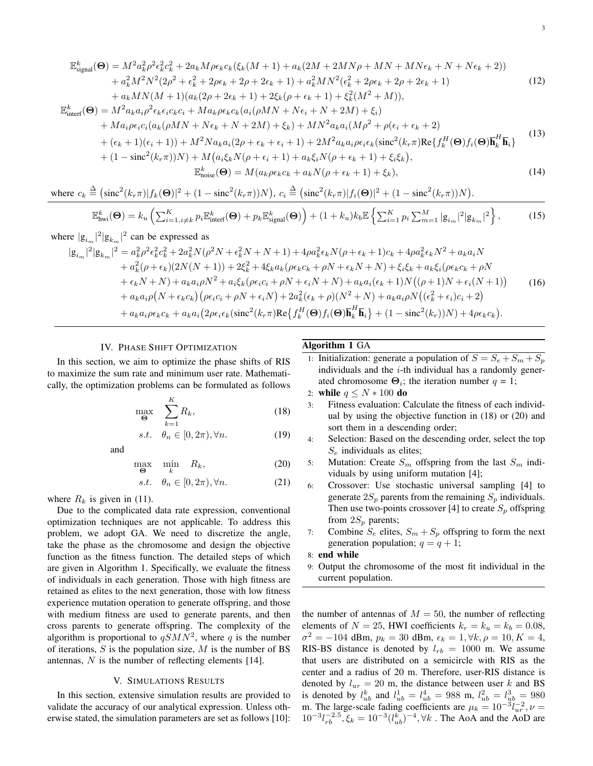$$
\begin{aligned}
\mathbb{E}^k_{\text{signal}}(\boldsymbol{\Theta}) =\ & M^2 a_k^2 \rho^2 \epsilon_k^2 c_k^2 + 2a_k M\rho\epsilon_k c_k(\xi_k(M+1) + a_k(2M + 2MN\rho + MN + MN\epsilon_k + N + N\epsilon_k + 2)) \\
& + a_k^2 M^2 N^2 (2\rho^2 + \epsilon_k^2 + 2\rho\epsilon_k + 2\rho + 2\epsilon_k + 1) + a_k^2 MN^2(\epsilon_k^2 + 2\rho\epsilon_k + 2\rho + 2\epsilon_k + 1) \\
& + a_k MN(M+1)(a_k(2\rho + 2\epsilon_k + 1) + 2\xi_k(\rho + \epsilon_k + 1) + \xi_k^2(M^2 + M)),
\end{aligned} \tag{12}
$$

$$
\begin{aligned}
\mathbb{E}^k_{\text{interf}}(\boldsymbol{\Theta}) =\ & M^2 a_k a_i \rho^2 \epsilon_k \epsilon_i c_k c_i + M a_k \rho \epsilon_k c_k (a_i(\rho MN + N\epsilon_i + N + 2M) + \xi_i) \\
& + M a_i \rho \epsilon_i c_i (a_k(\rho MN + N\epsilon_k + N + 2M) + \xi_k) + MN^2 a_k a_i (M\rho^2 + \rho(\epsilon_i + \epsilon_k + 2) \\
& + (\epsilon_k + 1)(\epsilon_i + 1)) + M^2 N a_k a_i (2\rho + \epsilon_k + \epsilon_i + 1) + 2M^2 a_k a_i \rho \epsilon_i \epsilon_k (\text{sinc}^2(k_r \pi) \text{Re}\{f_k^H(\boldsymbol{\Theta}) f_i(\boldsymbol{\Theta}) \overline{\mathbf{h}}_k^H \overline{\mathbf{h}}_i\} \\
& + (1 - \text{sinc}^2(k_r\pi))N) + M\big(a_i \xi_k N(\rho + \epsilon_i + 1) + a_k \xi_i N(\rho + \epsilon_k + 1) + \xi_i \xi_k\big),
\end{aligned} \tag{13}
$$

$$
\mathbb{E}^k_{\text{noise}}(\boldsymbol{\Theta}) = M(a_k \rho \epsilon_k c_k + a_k N(\rho + \epsilon_k + 1) + \xi_k), \tag{14}
$$

where $c_k \triangleq \big(\text{sinc}^2(k_r\pi)|f_k(\boldsymbol{\Theta})|^2 + (1 - \text{sinc}^2(k_r\pi))N\big)$, $c_i \triangleq \big(\text{sinc}^2(k_r\pi)|f_i(\boldsymbol{\Theta})|^2 + (1 - \text{sinc}^2(k_r\pi))N\big)$.

$$
\mathbb{E}^k_{\text{hwi}}(\boldsymbol{\Theta}) = k_u \left(\textstyle\sum_{i=1, i\neq k}^K p_i \mathbb{E}^k_{\text{interf}}(\boldsymbol{\Theta}) + p_k \mathbb{E}^k_{\text{signal}}(\boldsymbol{\Theta})\right) + (1 + k_u) k_b \mathbb{E}\left\{\textstyle\sum_{i=1}^K p_i \sum_{m=1}^M |\text{g}_{i_m}|^2 |\text{g}_{k_m}|^2\right\}, \tag{15}
$$

where $|\text{g}_{i_m}|^2|\text{g}_{k_m}|^2$ can be expressed as

$$
\begin{aligned}
|\text{g}_{i_m}|^2|\text{g}_{k_m}|^2 =\ & a_k^2 \rho^2 \epsilon_k^2 c_k^2 + 2a_k^2 N(\rho^2 N + \epsilon_k^2 N + N + 1) + 4\rho a_k^2 \epsilon_k N(\rho + \epsilon_k + 1)c_k + 4\rho a_k^2 \epsilon_k N^2 + a_k a_i N \\
& + a_k^2(\rho + \epsilon_k)(2N(N+1)) + 2\xi_k^2 + 4\xi_k a_k(\rho\epsilon_k c_k + \rho N + \epsilon_k N + N) + \xi_i \xi_k + a_k \xi_i (\rho \epsilon_k c_k + \rho N \\
& + \epsilon_k N + N) + a_k a_i \rho N^2 + a_i \xi_k (\rho \epsilon_i c_i + \rho N + \epsilon_i N + N) + a_k a_i (\epsilon_k + 1) N\big((\rho + 1)N + \epsilon_i(N+1)\big) \\
& + a_k a_i \rho\big(N + \epsilon_k c_k\big)\big(\rho \epsilon_i c_i + \rho N + \epsilon_i N\big) + 2a_k^2(\epsilon_k + \rho)(N^2 + N) + a_k a_i \rho N\big((\epsilon_k^2 + \epsilon_i)c_i + 2\big) \\
& + a_k a_i \rho \epsilon_k c_k + a_k a_i \big(2\rho \epsilon_i \epsilon_k (\text{sinc}^2(k_r\pi)\text{Re}\big\{f_k^H(\boldsymbol{\Theta}) f_i(\boldsymbol{\Theta}) \overline{\mathbf{h}}_k^H \overline{\mathbf{h}}_i\big\} + (1 - \text{sinc}^2(k_r))N) + 4\rho\epsilon_k c_k\big).
\end{aligned} \tag{16}
$$

## IV. Phase Shift Optimization

In this section, we aim to optimize the phase shifts of RIS to maximize the sum rate and minimum user rate. Mathematically, the optimization problems can be formulated as follows

$$
\max_{\boldsymbol{\Theta}} \quad \sum_{k=1}^K R_k, \tag{18}
$$

$$
s.t. \quad \theta_n \in [0, 2\pi), \forall n. \tag{19}
$$

and

$$
\max_{\boldsymbol{\Theta}} \quad \min_k \quad R_k, \tag{20}
$$

$$
s.t. \quad \theta_n \in [0, 2\pi), \forall n. \tag{21}
$$

where $R_k$ is given in (11).

Due to the complicated data rate expression, conventional optimization techniques are not applicable. To address this problem, we adopt GA. We need to discretize the angle, take the phase as the chromosome and design the objective function as the fitness function. The detailed steps of which are given in Algorithm 1. Specifically, we evaluate the fitness of individuals in each generation. Those with high fitness are retained as elites to the next generation, those with low fitness experience mutation operation to generate offspring, and those with medium fitness are used to generate parents, and then cross parents to generate offspring. The complexity of the algorithm is proportional to $qSMN^2$, where $q$ is the number of iterations, $S$ is the population size, $M$ is the number of BS antennas, $N$ is the number of reflecting elements [14].

**Algorithm 1** GA

1. Initialization: generate a population of $S = S_e + S_m + S_p$ individuals and the $i$-th individual has a randomly generated chromosome $\boldsymbol{\Theta}_i$; the iteration number $q$ = 1;
2. **while** $q \leq N * 100$ **do**
3. Fitness evaluation: Calculate the fitness of each individual by using the objective function in (18) or (20) and sort them in a descending order;
4. Selection: Based on the descending order, select the top $S_e$ individuals as elites;
5. Mutation: Create $S_m$ offspring from the last $S_m$ individuals by using uniform mutation [4];
6. Crossover: Use stochastic universal sampling [4] to generate $2S_p$ parents from the remaining $S_p$ individuals. Then use two-points crossover [4] to create $S_p$ offspring from $2S_p$ parents;
7. Combine $S_e$ elites, $S_m + S_p$ offspring to form the next generation population; $q = q + 1$;
8. **end while**
9. Output the chromosome of the most fit individual in the current population.

## V. Simulations Results

In this section, extensive simulation results are provided to validate the accuracy of our analytical expression. Unless otherwise stated, the simulation parameters are set as follows [10]: the number of antennas of $M = 50$, the number of reflecting elements of $N = 25$, HWI coefficients $k_r = k_u = k_b = 0.08$, $\sigma^2 = -104$ dBm, $p_k = 30$ dBm, $\epsilon_k = 1, \forall k, \rho = 10, K = 4$, RIS-BS distance is denoted by $l_{rb} = 1000$ m. We assume that users are distributed on a semicircle with RIS as the center and a radius of 20 m. Therefore, user-RIS distance is denoted by $l_{ur} = 20$ m, the distance between user $k$ and BS is denoted by $l_{ub}^k$ and $l_{ub}^1 = l_{ub}^4 = 988$ m, $l_{ub}^2 = l_{ub}^3 = 980$ m. The large-scale fading coefficients are $\mu_k = 10^{-3} l_{ur}^{-2}, \nu = 10^{-3} l_{rb}^{-2.5}, \xi_k = 10^{-3}(l_{ub}^k)^{-4}, \forall k$ . The AoA and the AoD are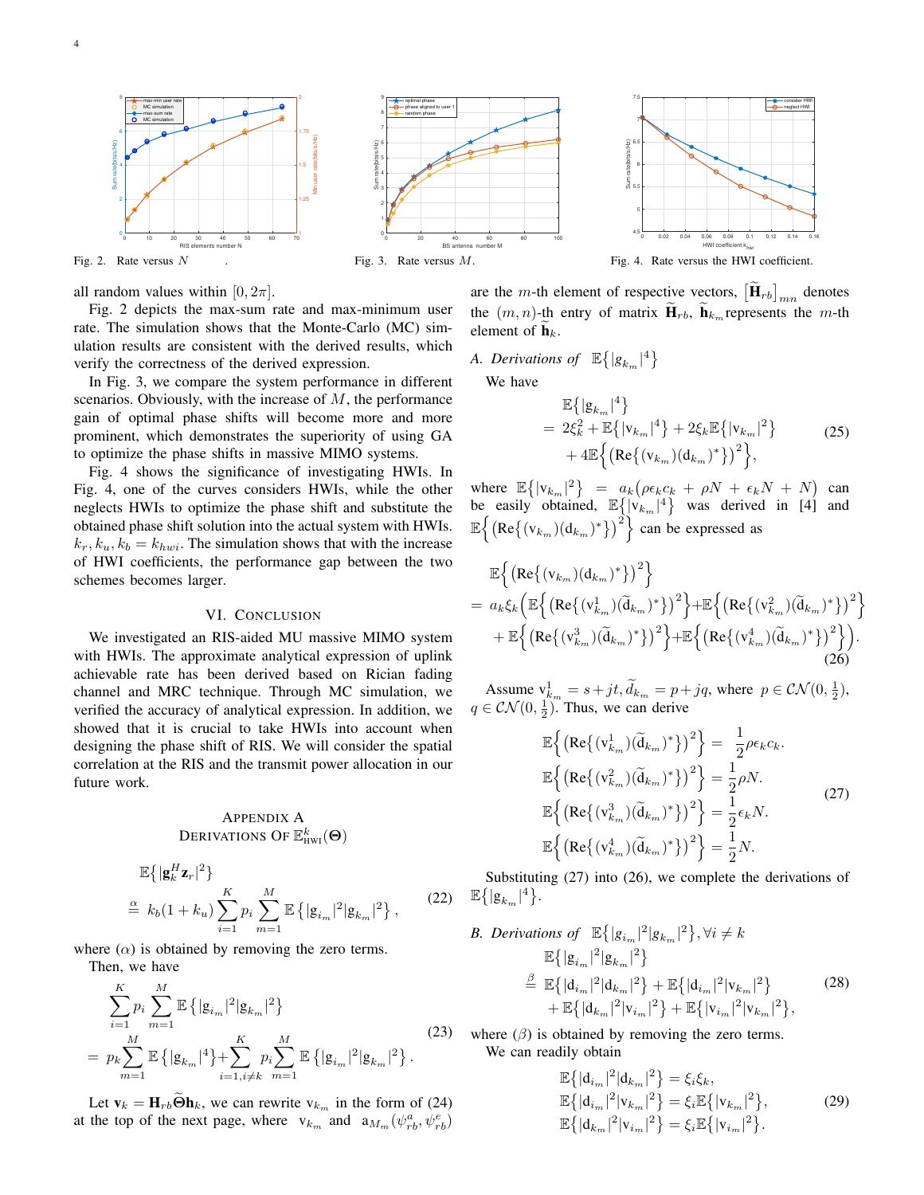Fig. 2. Rate versus $N$ .

Fig. 3. Rate versus $M$.

Fig. 4. Rate versus the HWI coefficient.

all random values within $[0, 2\pi]$.

Fig. 2 depicts the max-sum rate and max-minimum user rate. The simulation shows that the Monte-Carlo (MC) simulation results are consistent with the derived results, which verify the correctness of the derived expression.

In Fig. 3, we compare the system performance in different scenarios. Obviously, with the increase of $M$, the performance gain of optimal phase shifts will become more and more prominent, which demonstrates the superiority of using GA to optimize the phase shifts in massive MIMO systems.

Fig. 4 shows the significance of investigating HWIs. In Fig. 4, one of the curves considers HWIs, while the other neglects HWIs to optimize the phase shift and substitute the obtained phase shift solution into the actual system with HWIs. $k_r, k_u, k_b = k_{hwi}$. The simulation shows that with the increase of HWI coefficients, the performance gap between the two schemes becomes larger.

## VI. Conclusion

We investigated an RIS-aided MU massive MIMO system with HWIs. The approximate analytical expression of uplink achievable rate has been derived based on Rician fading channel and MRC technique. Through MC simulation, we verified the accuracy of analytical expression. In addition, we showed that it is crucial to take HWIs into account when designing the phase shift of RIS. We will consider the spatial correlation at the RIS and the transmit power allocation in our future work.

## Appendix A
## Derivations Of $\mathbb{E}^k_{\text{HWI}}(\boldsymbol{\Theta})$

$$
\begin{aligned}
&\mathbb{E}\{|\mathbf{g}_k^H \mathbf{z}_r|^2\} \\
&\overset{\alpha}{=} k_b(1+k_u)\sum_{i=1}^{K} p_i \sum_{m=1}^{M} \mathbb{E}\left\{|\mathrm{g}_{i_m}|^2 |\mathrm{g}_{k_m}|^2\right\},
\end{aligned} \tag{22}
$$

where $(\alpha)$ is obtained by removing the zero terms.

Then, we have

$$
\begin{aligned}
&\sum_{i=1}^{K} p_i \sum_{m=1}^{M} \mathbb{E}\left\{|\mathrm{g}_{i_m}|^2 |\mathrm{g}_{k_m}|^2\right\} \\
&= p_k \sum_{m=1}^{M} \mathbb{E}\left\{|\mathrm{g}_{k_m}|^4\right\} + \sum_{i=1, i\neq k}^{K} p_i \sum_{m=1}^{M} \mathbb{E}\left\{|\mathrm{g}_{i_m}|^2 |\mathrm{g}_{k_m}|^2\right\}.
\end{aligned} \tag{23}
$$

Let $\mathbf{v}_k = \mathbf{H}_{rb} \widetilde{\boldsymbol{\Theta}} \mathbf{h}_k$, we can rewrite $\mathrm{v}_{k_m}$ in the form of (24) at the top of the next page, where $\mathrm{v}_{k_m}$ and $\mathrm{a}_{M_m}(\psi^a_{rb}, \psi^e_{rb})$ are the $m$-th element of respective vectors, $\left[\widetilde{\mathbf{H}}_{rb}\right]_{mn}$ denotes the $(m, n)$-th entry of matrix $\widetilde{\mathbf{H}}_{rb}$, $\widetilde{\mathbf{h}}_{k_m}$ represents the $m$-th element of $\widetilde{\mathbf{h}}_k$.

### A. Derivations of $\mathbb{E}\left\{|\mathrm{g}_{k_m}|^4\right\}$

We have

$$
\begin{aligned}
&\mathbb{E}\left\{|\mathrm{g}_{k_m}|^4\right\} \\
&= 2\xi_k^2 + \mathbb{E}\left\{|\mathrm{v}_{k_m}|^4\right\} + 2\xi_k \mathbb{E}\left\{|\mathrm{v}_{k_m}|^2\right\} \\
&\quad + 4\mathbb{E}\left\{\left(\mathrm{Re}\left\{(\mathrm{v}_{k_m})(\mathrm{d}_{k_m})^*\right\}\right)^2\right\},
\end{aligned} \tag{25}
$$

where $\mathbb{E}\left\{|\mathrm{v}_{k_m}|^2\right\} = a_k\left(\rho\epsilon_k c_k + \rho N + \epsilon_k N + N\right)$ can be easily obtained, $\mathbb{E}\left\{|\mathrm{v}_{k_m}|^4\right\}$ was derived in [4] and $\mathbb{E}\left\{\left(\mathrm{Re}\left\{(\mathrm{v}_{k_m})(\mathrm{d}_{k_m})^*\right\}\right)^2\right\}$ can be expressed as

$$
\begin{aligned}
&\mathbb{E}\left\{\left(\mathrm{Re}\left\{(\mathrm{v}_{k_m})(\mathrm{d}_{k_m})^*\right\}\right)^2\right\} \\
&= a_k\xi_k\bigg(\mathbb{E}\left\{\left(\mathrm{Re}\left\{(\mathrm{v}^1_{k_m})(\widetilde{d}_{k_m})^*\right\}\right)^2\right\} + \mathbb{E}\left\{\left(\mathrm{Re}\left\{(\mathrm{v}^2_{k_m})(\widetilde{d}_{k_m})^*\right\}\right)^2\right\} \\
&\quad + \mathbb{E}\left\{\left(\mathrm{Re}\left\{(\mathrm{v}^3_{k_m})(\widetilde{d}_{k_m})^*\right\}\right)^2\right\} + \mathbb{E}\left\{\left(\mathrm{Re}\left\{(\mathrm{v}^4_{k_m})(\widetilde{d}_{k_m})^*\right\}\right)^2\right\}\bigg).
\end{aligned} \tag{26}
$$

Assume $\mathrm{v}^1_{k_m} = s + jt$, $\widetilde{d}_{k_m} = p + jq$, where $p \in \mathcal{CN}(0, \frac{1}{2})$, $q \in \mathcal{CN}(0, \frac{1}{2})$. Thus, we can derive

$$
\begin{aligned}
\mathbb{E}\left\{\left(\mathrm{Re}\left\{(\mathrm{v}^1_{k_m})(\widetilde{d}_{k_m})^*\right\}\right)^2\right\} &= \frac{1}{2}\rho\epsilon_k c_k. \\
\mathbb{E}\left\{\left(\mathrm{Re}\left\{(\mathrm{v}^2_{k_m})(\widetilde{d}_{k_m})^*\right\}\right)^2\right\} &= \frac{1}{2}\rho N. \\
\mathbb{E}\left\{\left(\mathrm{Re}\left\{(\mathrm{v}^3_{k_m})(\widetilde{d}_{k_m})^*\right\}\right)^2\right\} &= \frac{1}{2}\epsilon_k N. \\
\mathbb{E}\left\{\left(\mathrm{Re}\left\{(\mathrm{v}^4_{k_m})(\widetilde{d}_{k_m})^*\right\}\right)^2\right\} &= \frac{1}{2}N.
\end{aligned} \tag{27}
$$

Substituting (27) into (26), we complete the derivations of $\mathbb{E}\left\{|\mathrm{g}_{k_m}|^4\right\}$.

### B. Derivations of $\mathbb{E}\left\{|\mathrm{g}_{i_m}|^2 |\mathrm{g}_{k_m}|^2\right\}, \forall i \neq k$

$$
\begin{aligned}
&\mathbb{E}\left\{|\mathrm{g}_{i_m}|^2 |\mathrm{g}_{k_m}|^2\right\} \\
&\overset{\beta}{=} \mathbb{E}\left\{|\mathrm{d}_{i_m}|^2 |\mathrm{d}_{k_m}|^2\right\} + \mathbb{E}\left\{|\mathrm{d}_{i_m}|^2 |\mathrm{v}_{k_m}|^2\right\} \\
&\quad + \mathbb{E}\left\{|\mathrm{d}_{k_m}|^2 |\mathrm{v}_{i_m}|^2\right\} + \mathbb{E}\left\{|\mathrm{v}_{i_m}|^2 |\mathrm{v}_{k_m}|^2\right\},
\end{aligned} \tag{28}
$$

where $(\beta)$ is obtained by removing the zero terms.

We can readily obtain

$$
\begin{aligned}
\mathbb{E}\left\{|\mathrm{d}_{i_m}|^2 |\mathrm{d}_{k_m}|^2\right\} &= \xi_i \xi_k, \\
\mathbb{E}\left\{|\mathrm{d}_{i_m}|^2 |\mathrm{v}_{k_m}|^2\right\} &= \xi_i \mathbb{E}\left\{|\mathrm{v}_{k_m}|^2\right\}, \\
\mathbb{E}\left\{|\mathrm{d}_{k_m}|^2 |\mathrm{v}_{i_m}|^2\right\} &= \xi_i \mathbb{E}\left\{|\mathrm{v}_{i_m}|^2\right\}.
\end{aligned} \tag{29}
$$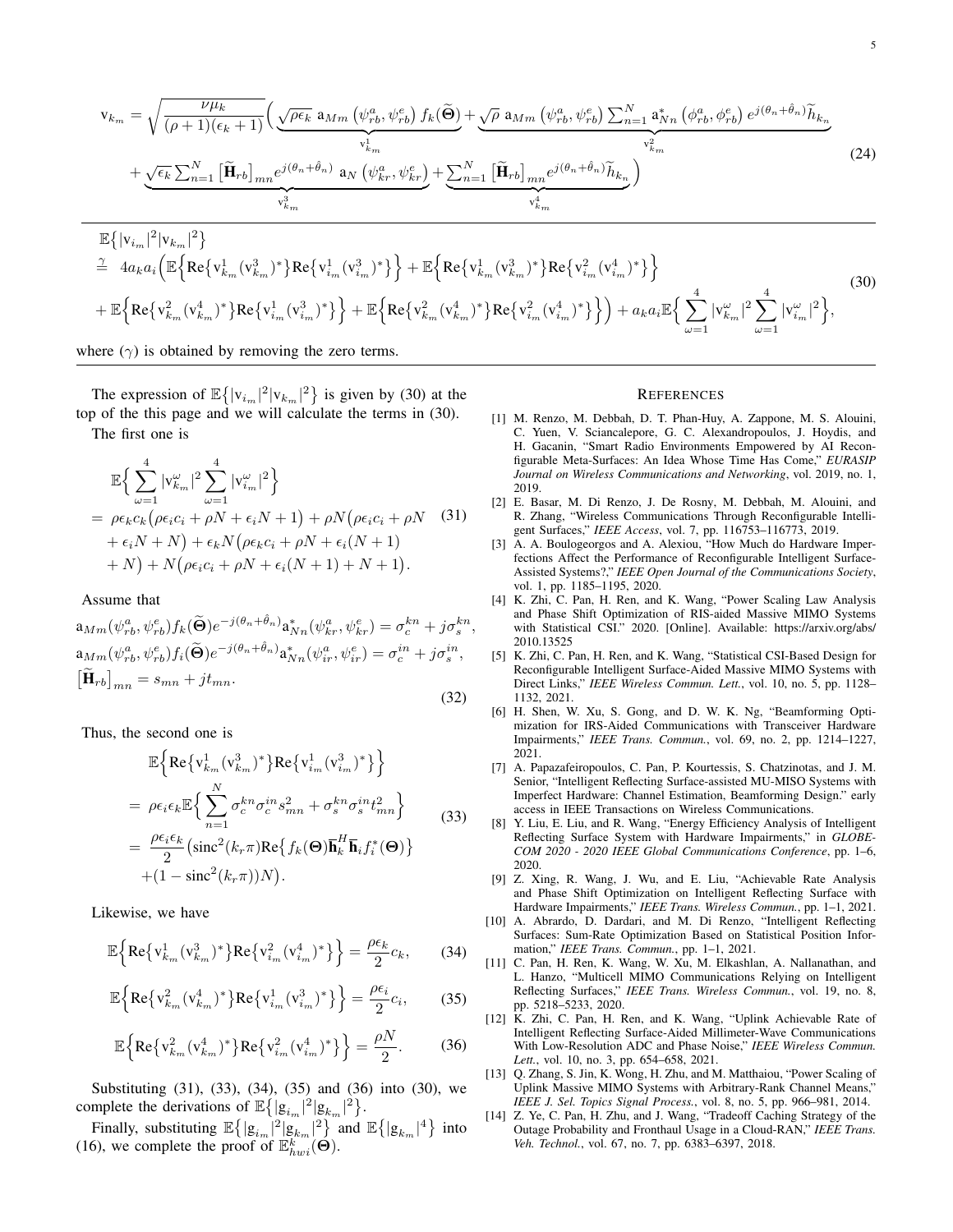$$
\begin{aligned}
\mathrm{v}_{k_m} = \sqrt{\frac{\nu \mu_k}{(\rho+1)(\epsilon_k+1)}} \Big( & \underbrace{\sqrt{\rho \epsilon_k}\ \mathrm{a}_{Mm}\left(\psi_{rb}^a, \psi_{rb}^e\right) f_k(\widetilde{\mathbf{\Theta}})}_{\mathrm{v}_{k_m}^1} + \underbrace{\sqrt{\rho}\ \mathrm{a}_{Mm}\left(\psi_{rb}^a, \psi_{rb}^e\right) \sum_{n=1}^N \mathrm{a}_{Nn}^*\left(\phi_{rb}^a, \phi_{rb}^e\right) e^{j(\theta_n + \hat{\theta}_n)} \widetilde{h}_{k_n}}_{\mathrm{v}_{k_m}^2} \\
& + \underbrace{\sqrt{\epsilon_k} \sum_{n=1}^N \left[\widetilde{\mathbf{H}}_{rb}\right]_{mn} e^{j(\theta_n+\hat{\theta}_n)}\ \mathrm{a}_N\left(\psi_{kr}^a, \psi_{kr}^e\right)}_{\mathrm{v}_{k_m}^3} + \underbrace{\sum_{n=1}^N \left[\widetilde{\mathbf{H}}_{rb}\right]_{mn} e^{j(\theta_n+\hat{\theta}_n)} \widetilde{h}_{k_n}}_{\mathrm{v}_{k_m}^4} \Big)
\end{aligned} \tag{24}
$$

$$
\begin{aligned}
& \mathbb{E}\left\{|\mathrm{v}_{i_m}|^2 |\mathrm{v}_{k_m}|^2\right\} \\
\overset{\gamma}{=}\ & 4a_k a_i \Big( \mathbb{E}\Big\{\mathrm{Re}\big\{\mathrm{v}_{k_m}^1 (\mathrm{v}_{k_m}^3)^*\big\} \mathrm{Re}\big\{\mathrm{v}_{i_m}^1 (\mathrm{v}_{i_m}^3)^*\big\}\Big\} + \mathbb{E}\Big\{\mathrm{Re}\big\{\mathrm{v}_{k_m}^1 (\mathrm{v}_{k_m}^3)^*\big\} \mathrm{Re}\big\{\mathrm{v}_{i_m}^2 (\mathrm{v}_{i_m}^4)^*\big\}\Big\} \\
& + \mathbb{E}\Big\{\mathrm{Re}\big\{\mathrm{v}_{k_m}^2 (\mathrm{v}_{k_m}^4)^*\big\} \mathrm{Re}\big\{\mathrm{v}_{i_m}^1 (\mathrm{v}_{i_m}^3)^*\big\}\Big\} + \mathbb{E}\Big\{\mathrm{Re}\big\{\mathrm{v}_{k_m}^2 (\mathrm{v}_{k_m}^4)^*\big\} \mathrm{Re}\big\{\mathrm{v}_{i_m}^2 (\mathrm{v}_{i_m}^4)^*\big\}\Big\}\Big) + a_k a_i \mathbb{E}\Big\{\sum_{\omega=1}^4 |\mathrm{v}_{k_m}^\omega|^2 \sum_{\omega=1}^4 |\mathrm{v}_{i_m}^\omega|^2\Big\},
\end{aligned} \tag{30}
$$

where $(\gamma)$ is obtained by removing the zero terms.

The expression of $\mathbb{E}\{|\mathrm{v}_{i_m}|^2|\mathrm{v}_{k_m}|^2\}$ is given by (30) at the top of the this page and we will calculate the terms in (30).

The first one is

$$
\begin{aligned}
& \mathbb{E}\Big\{\sum_{\omega=1}^4 |\mathrm{v}_{k_m}^\omega|^2 \sum_{\omega=1}^4 |\mathrm{v}_{i_m}^\omega|^2\Big\} \\
=\ & \rho\epsilon_k c_k\big(\rho\epsilon_i c_i + \rho N + \epsilon_i N + 1\big) + \rho N\big(\rho\epsilon_i c_i + \rho N \\
& + \epsilon_i N + N\big) + \epsilon_k N\big(\rho\epsilon_k c_i + \rho N + \epsilon_i(N+1) \\
& + N\big) + N\big(\rho\epsilon_i c_i + \rho N + \epsilon_i(N+1) + N + 1\big).
\end{aligned} \tag{31}
$$

Assume that

$$
\begin{aligned}
& \mathrm{a}_{Mm}(\psi_{rb}^a, \psi_{rb}^e) f_k(\widetilde{\mathbf{\Theta}}) e^{-j(\theta_n+\hat{\theta}_n)} \mathrm{a}_{Nn}^*(\psi_{kr}^a, \psi_{kr}^e) = \sigma_c^{kn} + j\sigma_s^{kn}, \\
& \mathrm{a}_{Mm}(\psi_{rb}^a, \psi_{rb}^e) f_i(\widetilde{\mathbf{\Theta}}) e^{-j(\theta_n+\hat{\theta}_n)} \mathrm{a}_{Nn}^*(\psi_{ir}^a, \psi_{ir}^e) = \sigma_c^{in} + j\sigma_s^{in}, \\
& \left[\widetilde{\mathbf{H}}_{rb}\right]_{mn} = s_{mn} + jt_{mn}.
\end{aligned} \tag{32}
$$

Thus, the second one is

$$
\begin{aligned}
& \mathbb{E}\Big\{\mathrm{Re}\big\{\mathrm{v}_{k_m}^1 (\mathrm{v}_{k_m}^3)^*\big\} \mathrm{Re}\big\{\mathrm{v}_{i_m}^1 (\mathrm{v}_{i_m}^3)^*\big\}\Big\} \\
=\ & \rho\epsilon_i\epsilon_k \mathbb{E}\Big\{\sum_{n=1}^N \sigma_c^{kn}\sigma_c^{in} s_{mn}^2 + \sigma_s^{kn}\sigma_s^{in} t_{mn}^2\Big\} \\
=\ & \frac{\rho\epsilon_i\epsilon_k}{2}\big(\mathrm{sinc}^2(k_r\pi)\mathrm{Re}\big\{f_k(\mathbf{\Theta})\overline{\mathbf{h}}_k^H \overline{\mathbf{h}}_i f_i^*(\mathbf{\Theta})\big\} \\
& + (1-\mathrm{sinc}^2(k_r\pi))N\big).
\end{aligned} \tag{33}
$$

Likewise, we have

$$
\mathbb{E}\Big\{\mathrm{Re}\big\{\mathrm{v}_{k_m}^1 (\mathrm{v}_{k_m}^3)^*\big\} \mathrm{Re}\big\{\mathrm{v}_{i_m}^2 (\mathrm{v}_{i_m}^4)^*\big\}\Big\} = \frac{\rho\epsilon_k}{2} c_k, \tag{34}
$$

$$
\mathbb{E}\Big\{\mathrm{Re}\big\{\mathrm{v}_{k_m}^2 (\mathrm{v}_{k_m}^4)^*\big\} \mathrm{Re}\big\{\mathrm{v}_{i_m}^1 (\mathrm{v}_{i_m}^3)^*\big\}\Big\} = \frac{\rho\epsilon_i}{2} c_i, \tag{35}
$$

$$
\mathbb{E}\Big\{\mathrm{Re}\big\{\mathrm{v}_{k_m}^2 (\mathrm{v}_{k_m}^4)^*\big\} \mathrm{Re}\big\{\mathrm{v}_{i_m}^2 (\mathrm{v}_{i_m}^4)^*\big\}\Big\} = \frac{\rho N}{2}. \tag{36}
$$

Substituting (31), (33), (34), (35) and (36) into (30), we complete the derivations of $\mathbb{E}\{|\mathrm{g}_{i_m}|^2|\mathrm{g}_{k_m}|^2\}$.

Finally, substituting $\mathbb{E}\{|\mathrm{g}_{i_m}|^2|\mathrm{g}_{k_m}|^2\}$ and $\mathbb{E}\{|\mathrm{g}_{k_m}|^4\}$ into (16), we complete the proof of $\mathbb{E}_{hwi}^k(\mathbf{\Theta})$.

## References

[1] M. Renzo, M. Debbah, D. T. Phan-Huy, A. Zappone, M. S. Alouini, C. Yuen, V. Sciancalepore, G. C. Alexandropoulos, J. Hoydis, and H. Gacanin, "Smart Radio Environments Empowered by AI Reconfigurable Meta-Surfaces: An Idea Whose Time Has Come," *EURASIP Journal on Wireless Communications and Networking*, vol. 2019, no. 1, 2019.

[2] E. Basar, M. Di Renzo, J. De Rosny, M. Debbah, M. Alouini, and R. Zhang, "Wireless Communications Through Reconfigurable Intelligent Surfaces," *IEEE Access*, vol. 7, pp. 116753–116773, 2019.

[3] A. A. Boulogeorgos and A. Alexiou, "How Much do Hardware Imperfections Affect the Performance of Reconfigurable Intelligent Surface-Assisted Systems?," *IEEE Open Journal of the Communications Society*, vol. 1, pp. 1185–1195, 2020.

[4] K. Zhi, C. Pan, H. Ren, and K. Wang, "Power Scaling Law Analysis and Phase Shift Optimization of RIS-aided Massive MIMO Systems with Statistical CSI." 2020. [Online]. Available: https://arxiv.org/abs/2010.13525

[5] K. Zhi, C. Pan, H. Ren, and K. Wang, "Statistical CSI-Based Design for Reconfigurable Intelligent Surface-Aided Massive MIMO Systems with Direct Links," *IEEE Wireless Commun. Lett.*, vol. 10, no. 5, pp. 1128–1132, 2021.

[6] H. Shen, W. Xu, S. Gong, and D. W. K. Ng, "Beamforming Optimization for IRS-Aided Communications with Transceiver Hardware Impairments," *IEEE Trans. Commun.*, vol. 69, no. 2, pp. 1214–1227, 2021.

[7] A. Papazafeiropoulos, C. Pan, P. Kourtessis, S. Chatzinotas, and J. M. Senior, "Intelligent Reflecting Surface-assisted MU-MISO Systems with Imperfect Hardware: Channel Estimation, Beamforming Design." early access in IEEE Transactions on Wireless Communications.

[8] Y. Liu, E. Liu, and R. Wang, "Energy Efficiency Analysis of Intelligent Reflecting Surface System with Hardware Impairments," in *GLOBECOM 2020 - 2020 IEEE Global Communications Conference*, pp. 1–6, 2020.

[9] Z. Xing, R. Wang, J. Wu, and E. Liu, "Achievable Rate Analysis and Phase Shift Optimization on Intelligent Reflecting Surface with Hardware Impairments," *IEEE Trans. Wireless Commun.*, pp. 1–1, 2021.

[10] A. Abrardo, D. Dardari, and M. Di Renzo, "Intelligent Reflecting Surfaces: Sum-Rate Optimization Based on Statistical Position Information," *IEEE Trans. Commun.*, pp. 1–1, 2021.

[11] C. Pan, H. Ren, K. Wang, W. Xu, M. Elkashlan, A. Nallanathan, and L. Hanzo, "Multicell MIMO Communications Relying on Intelligent Reflecting Surfaces," *IEEE Trans. Wireless Commun.*, vol. 19, no. 8, pp. 5218–5233, 2020.

[12] K. Zhi, C. Pan, H. Ren, and K. Wang, "Uplink Achievable Rate of Intelligent Reflecting Surface-Aided Millimeter-Wave Communications With Low-Resolution ADC and Phase Noise," *IEEE Wireless Commun. Lett.*, vol. 10, no. 3, pp. 654–658, 2021.

[13] Q. Zhang, S. Jin, K. Wong, H. Zhu, and M. Matthaiou, "Power Scaling of Uplink Massive MIMO Systems with Arbitrary-Rank Channel Means," *IEEE J. Sel. Topics Signal Process.*, vol. 8, no. 5, pp. 966–981, 2014.

[14] Z. Ye, C. Pan, H. Zhu, and J. Wang, "Tradeoff Caching Strategy of the Outage Probability and Fronthaul Usage in a Cloud-RAN," *IEEE Trans. Veh. Technol.*, vol. 67, no. 7, pp. 6383–6397, 2018.